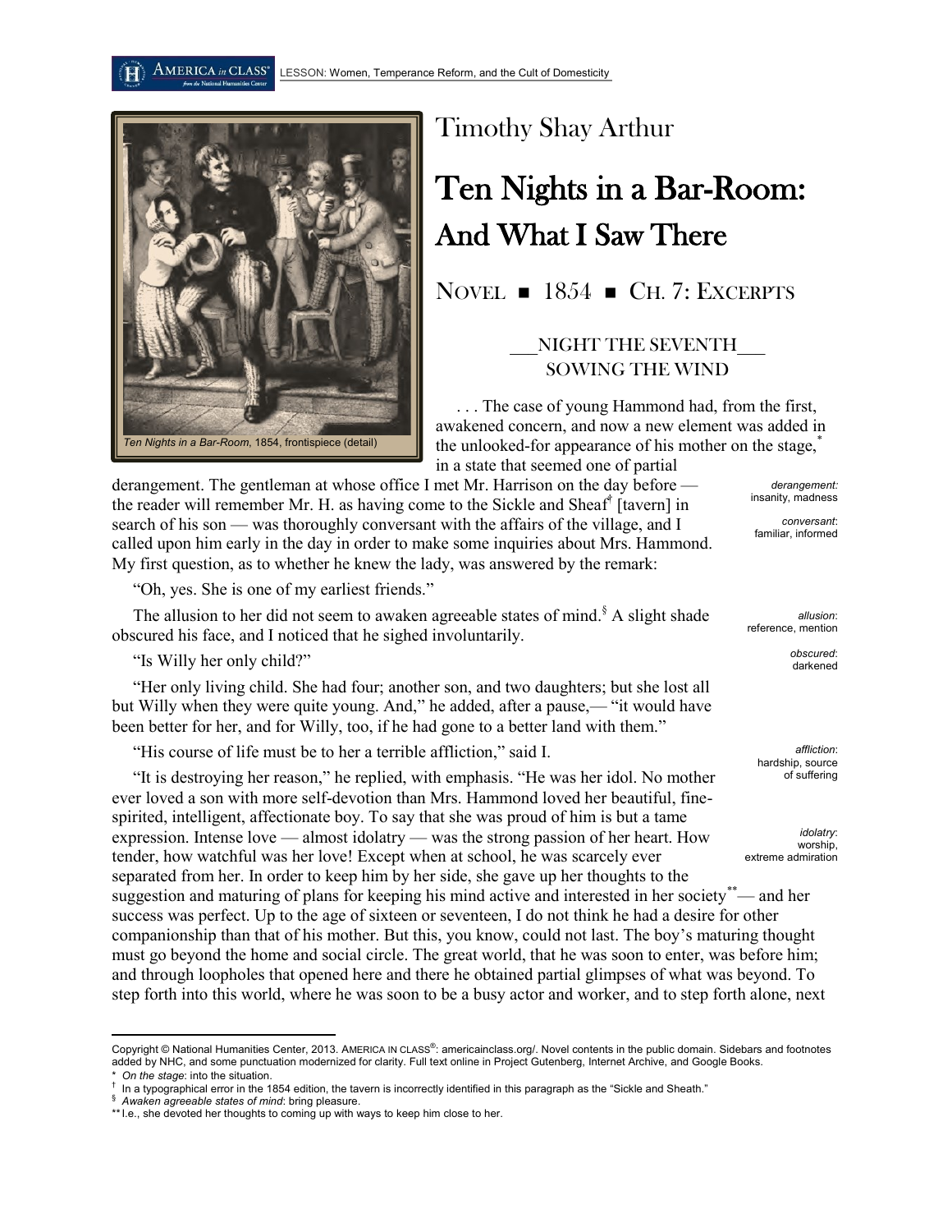LESSON: Women, Temperance Reform, and the Cult of Domesticity

*Ten Nights in a Bar-Room*, 1854, frontispiece (detail)

# Timothy Shay Arthur

# Ten Nights in a Bar-Room: And What I Saw There

## NOVEL ■ 1854 ■ CH. 7: EXCERPTS

### \_\_\_NIGHT THE SEVENTH\_\_\_ SOWING THE WIND

. . . The case of young Hammond had, from the first, awakened concern, and now a new element was added in the unlooked-for appearance of his mother on the stage,[*] in a state that seemed one of partial derangement. The gentleman at whose office I met Mr. Harrison on the day before — the reader will remember Mr. H. as having come to the Sickle and Sheaf[†] [tavern] in search of his son — was thoroughly conversant with the affairs of the village, and I called upon him early in the day in order to make some inquiries about Mrs. Hammond. My first question, as to whether he knew the lady, was answered by the remark:

> *derangement*: insanity, madness
>
> *conversant*: familiar, informed

"Oh, yes. She is one of my earliest friends."

The allusion to her did not seem to awaken agreeable states of mind.[§] A slight shade obscured his face, and I noticed that he sighed involuntarily.

> *allusion*: reference, mention
>
> *obscured*: darkened

"Is Willy her only child?"

"Her only living child. She had four; another son, and two daughters; but she lost all but Willy when they were quite young. And," he added, after a pause,— "it would have been better for her, and for Willy, too, if he had gone to a better land with them."

"His course of life must be to her a terrible affliction," said I.

> *affliction*: hardship, source of suffering

"It is destroying her reason," he replied, with emphasis. "He was her idol. No mother ever loved a son with more self-devotion than Mrs. Hammond loved her beautiful, fine-spirited, intelligent, affectionate boy. To say that she was proud of him is but a tame expression. Intense love — almost idolatry — was the strong passion of her heart. How tender, how watchful was her love! Except when at school, he was scarcely ever separated from her. In order to keep him by her side, she gave up her thoughts to the suggestion and maturing of plans for keeping his mind active and interested in her society[**]— and her success was perfect. Up to the age of sixteen or seventeen, I do not think he had a desire for other companionship than that of his mother. But this, you know, could not last. The boy's maturing thought must go beyond the home and social circle. The great world, that he was soon to enter, was before him; and through loopholes that opened here and there he obtained partial glimpses of what was beyond. To step forth into this world, where he was soon to be a busy actor and worker, and to step forth alone, next

> *idolatry*: worship, extreme admiration

---

Copyright © National Humanities Center, 2013. AMERICA IN CLASS®: americainclass.org/. Novel contents in the public domain. Sidebars and footnotes added by NHC, and some punctuation modernized for clarity. Full text online in Project Gutenberg, Internet Archive, and Google Books.

\* *On the stage*: into the situation.

† In a typographical error in the 1854 edition, the tavern is incorrectly identified in this paragraph as the "Sickle and Sheath."

§ *Awaken agreeable states of mind*: bring pleasure.

\*\* I.e., she devoted her thoughts to coming up with ways to keep him close to her.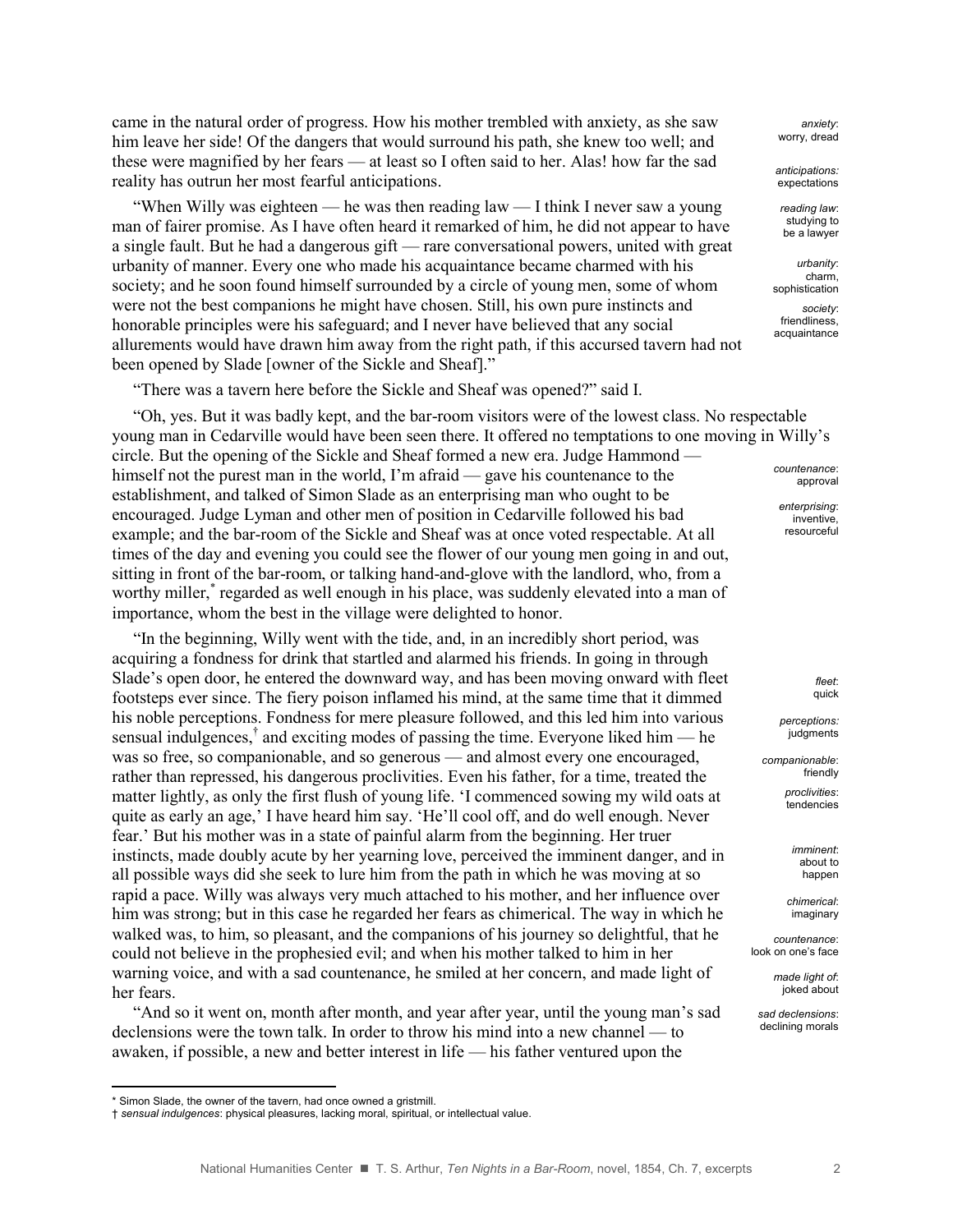came in the natural order of progress. How his mother trembled with anxiety, as she saw him leave her side! Of the dangers that would surround his path, she knew too well; and these were magnified by her fears — at least so I often said to her. Alas! how far the sad reality has outrun her most fearful anticipations.

*anxiety*: worry, dread

*anticipations:* expectations

"When Willy was eighteen — he was then reading law — I think I never saw a young man of fairer promise. As I have often heard it remarked of him, he did not appear to have a single fault. But he had a dangerous gift — rare conversational powers, united with great urbanity of manner. Every one who made his acquaintance became charmed with his society; and he soon found himself surrounded by a circle of young men, some of whom were not the best companions he might have chosen. Still, his own pure instincts and honorable principles were his safeguard; and I never have believed that any social allurements would have drawn him away from the right path, if this accursed tavern had not been opened by Slade [owner of the Sickle and Sheaf]."

*reading law*: studying to be a lawyer

*urbanity*: charm, sophistication

*society*: friendliness, acquaintance

"There was a tavern here before the Sickle and Sheaf was opened?" said I.

"Oh, yes. But it was badly kept, and the bar-room visitors were of the lowest class. No respectable young man in Cedarville would have been seen there. It offered no temptations to one moving in Willy's circle. But the opening of the Sickle and Sheaf formed a new era. Judge Hammond — himself not the purest man in the world, I'm afraid — gave his countenance to the establishment, and talked of Simon Slade as an enterprising man who ought to be encouraged. Judge Lyman and other men of position in Cedarville followed his bad example; and the bar-room of the Sickle and Sheaf was at once voted respectable. At all times of the day and evening you could see the flower of our young men going in and out, sitting in front of the bar-room, or talking hand-and-glove with the landlord, who, from a worthy miller,* regarded as well enough in his place, was suddenly elevated into a man of importance, whom the best in the village were delighted to honor.

*countenance*: approval

*enterprising*: inventive, resourceful

"In the beginning, Willy went with the tide, and, in an incredibly short period, was acquiring a fondness for drink that startled and alarmed his friends. In going in through Slade's open door, he entered the downward way, and has been moving onward with fleet footsteps ever since. The fiery poison inflamed his mind, at the same time that it dimmed his noble perceptions. Fondness for mere pleasure followed, and this led him into various sensual indulgences,† and exciting modes of passing the time. Everyone liked him — he was so free, so companionable, and so generous — and almost every one encouraged, rather than repressed, his dangerous proclivities. Even his father, for a time, treated the matter lightly, as only the first flush of young life. 'I commenced sowing my wild oats at quite as early an age,' I have heard him say. 'He'll cool off, and do well enough. Never fear.' But his mother was in a state of painful alarm from the beginning. Her truer instincts, made doubly acute by her yearning love, perceived the imminent danger, and in all possible ways did she seek to lure him from the path in which he was moving at so rapid a pace. Willy was always very much attached to his mother, and her influence over him was strong; but in this case he regarded her fears as chimerical. The way in which he walked was, to him, so pleasant, and the companions of his journey so delightful, that he could not believe in the prophesied evil; and when his mother talked to him in her warning voice, and with a sad countenance, he smiled at her concern, and made light of her fears.

*fleet*: quick

*perceptions:* judgments

*companionable*: friendly

*proclivities*: tendencies

*imminent*: about to happen

*chimerical*: imaginary

*countenance*: look on one's face

*made light of*: joked about

"And so it went on, month after month, and year after year, until the young man's sad declensions were the town talk. In order to throw his mind into a new channel — to awaken, if possible, a new and better interest in life — his father ventured upon the

*sad declensions*: declining morals

---

* Simon Slade, the owner of the tavern, had once owned a gristmill.

† *sensual indulgences*: physical pleasures, lacking moral, spiritual, or intellectual value.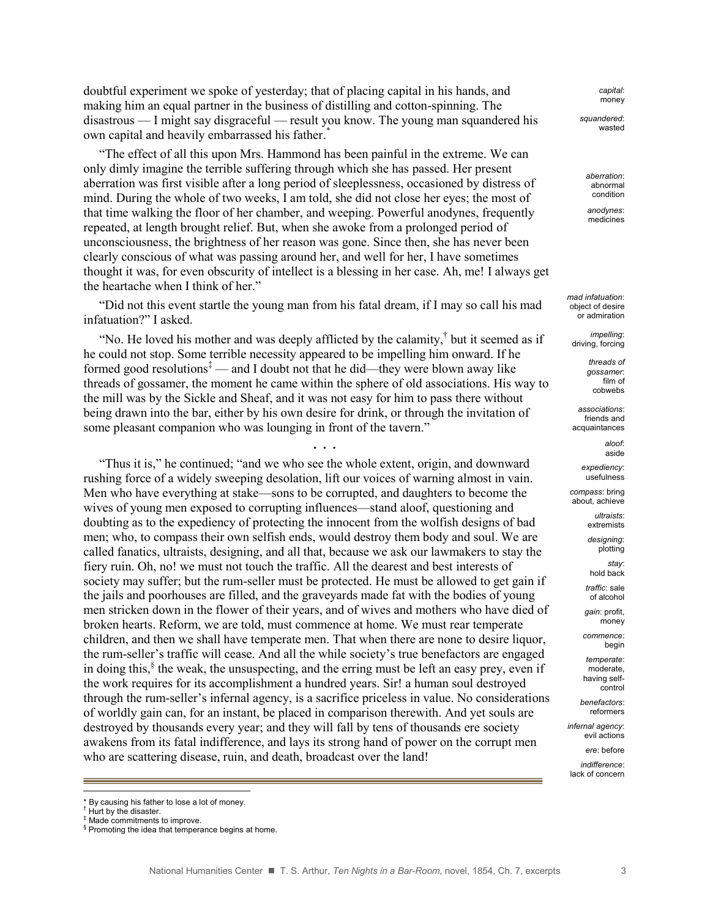doubtful experiment we spoke of yesterday; that of placing capital in his hands, and making him an equal partner in the business of distilling and cotton-spinning. The disastrous — I might say disgraceful — result you know. The young man squandered his own capital and heavily embarrassed his father.*

"The effect of all this upon Mrs. Hammond has been painful in the extreme. We can only dimly imagine the terrible suffering through which she has passed. Her present aberration was first visible after a long period of sleeplessness, occasioned by distress of mind. During the whole of two weeks, I am told, she did not close her eyes; the most of that time walking the floor of her chamber, and weeping. Powerful anodynes, frequently repeated, at length brought relief. But, when she awoke from a prolonged period of unconsciousness, the brightness of her reason was gone. Since then, she has never been clearly conscious of what was passing around her, and well for her, I have sometimes thought it was, for even obscurity of intellect is a blessing in her case. Ah, me! I always get the heartache when I think of her."

"Did not this event startle the young man from his fatal dream, if I may so call his mad infatuation?" I asked.

"No. He loved his mother and was deeply afflicted by the calamity,† but it seemed as if he could not stop. Some terrible necessity appeared to be impelling him onward. If he formed good resolutions‡ — and I doubt not that he did—they were blown away like threads of gossamer, the moment he came within the sphere of old associations. His way to the mill was by the Sickle and Sheaf, and it was not easy for him to pass there without being drawn into the bar, either by his own desire for drink, or through the invitation of some pleasant companion who was lounging in front of the tavern."

. . .

"Thus it is," he continued; "and we who see the whole extent, origin, and downward rushing force of a widely sweeping desolation, lift our voices of warning almost in vain. Men who have everything at stake—sons to be corrupted, and daughters to become the wives of young men exposed to corrupting influences—stand aloof, questioning and doubting as to the expediency of protecting the innocent from the wolfish designs of bad men; who, to compass their own selfish ends, would destroy them body and soul. We are called fanatics, ultraists, designing, and all that, because we ask our lawmakers to stay the fiery ruin. Oh, no! we must not touch the traffic. All the dearest and best interests of society may suffer; but the rum-seller must be protected. He must be allowed to get gain if the jails and poorhouses are filled, and the graveyards made fat with the bodies of young men stricken down in the flower of their years, and of wives and mothers who have died of broken hearts. Reform, we are told, must commence at home. We must rear temperate children, and then we shall have temperate men. That when there are none to desire liquor, the rum-seller's traffic will cease. And all the while society's true benefactors are engaged in doing this,§ the weak, the unsuspecting, and the erring must be left an easy prey, even if the work requires for its accomplishment a hundred years. Sir! a human soul destroyed through the rum-seller's infernal agency, is a sacrifice priceless in value. No considerations of worldly gain can, for an instant, be placed in comparison therewith. And yet souls are destroyed by thousands every year; and they will fall by tens of thousands ere society awakens from its fatal indifference, and lays its strong hand of power on the corrupt men who are scattering disease, ruin, and death, broadcast over the land!

*capital*: money
*squandered*: wasted
*aberration*: abnormal condition
*anodynes*: medicines
*mad infatuation*: object of desire or admiration
*impelling*: driving, forcing
*threads of gossamer*: film of cobwebs
*associations*: friends and acquaintances
*aloof*: aside
*expediency*: usefulness
*compass*: bring about, achieve
*ultraists*: extremists
*designing*: plotting
*stay*: hold back
*traffic*: sale of alcohol
*gain*: profit, money
*commence*: begin
*temperate*: moderate, having self-control
*benefactors*: reformers
*infernal agency*: evil actions
*ere*: before
*indifference*: lack of concern

---

* By causing his father to lose a lot of money.
† Hurt by the disaster.
‡ Made commitments to improve.
§ Promoting the idea that temperance begins at home.